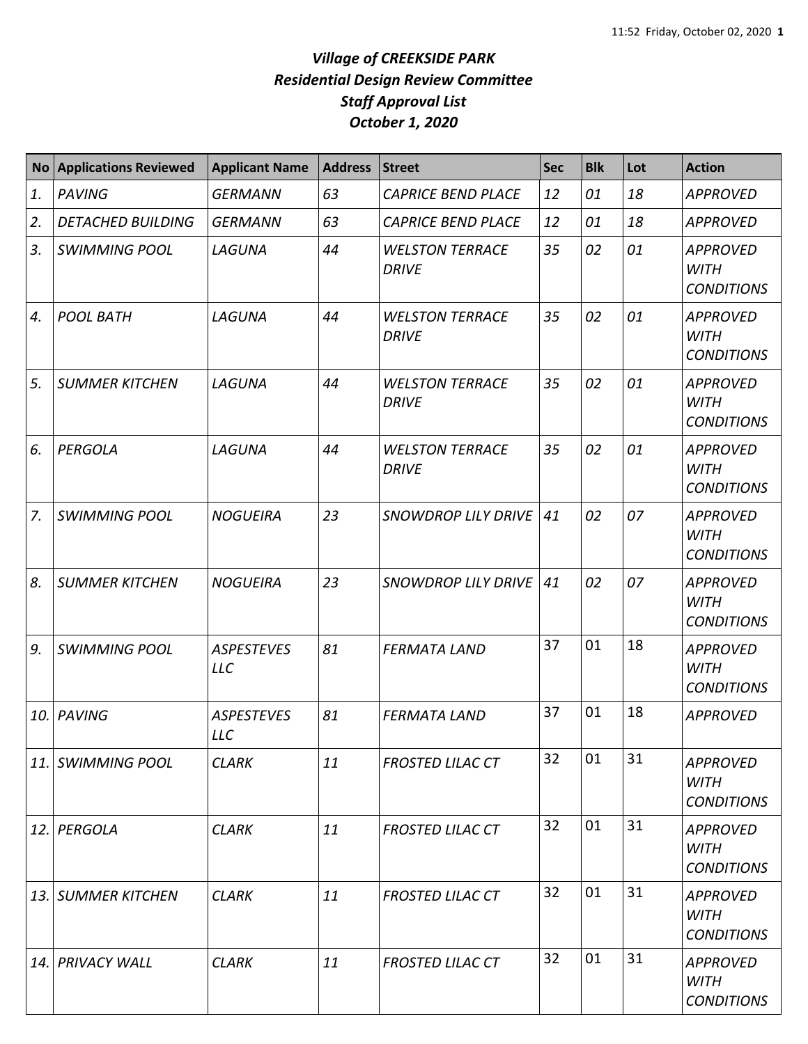***Village of CREEKSIDE PARK***
***Residential Design Review Committee***
***Staff Approval List***
***October 1, 2020***

| No | Applications Reviewed | Applicant Name | Address | Street | Sec | Blk | Lot | Action |
|---|---|---|---|---|---|---|---|---|
| *1.* | *PAVING* | *GERMANN* | *63* | *CAPRICE BEND PLACE* | *12* | *01* | *18* | *APPROVED* |
| *2.* | *DETACHED BUILDING* | *GERMANN* | *63* | *CAPRICE BEND PLACE* | *12* | *01* | *18* | *APPROVED* |
| *3.* | *SWIMMING POOL* | *LAGUNA* | *44* | *WELSTON TERRACE DRIVE* | *35* | *02* | *01* | *APPROVED WITH CONDITIONS* |
| *4.* | *POOL BATH* | *LAGUNA* | *44* | *WELSTON TERRACE DRIVE* | *35* | *02* | *01* | *APPROVED WITH CONDITIONS* |
| *5.* | *SUMMER KITCHEN* | *LAGUNA* | *44* | *WELSTON TERRACE DRIVE* | *35* | *02* | *01* | *APPROVED WITH CONDITIONS* |
| *6.* | *PERGOLA* | *LAGUNA* | *44* | *WELSTON TERRACE DRIVE* | *35* | *02* | *01* | *APPROVED WITH CONDITIONS* |
| *7.* | *SWIMMING POOL* | *NOGUEIRA* | *23* | *SNOWDROP LILY DRIVE* | *41* | *02* | *07* | *APPROVED WITH CONDITIONS* |
| *8.* | *SUMMER KITCHEN* | *NOGUEIRA* | *23* | *SNOWDROP LILY DRIVE* | *41* | *02* | *07* | *APPROVED WITH CONDITIONS* |
| *9.* | *SWIMMING POOL* | *ASPESTEVES LLC* | *81* | *FERMATA LAND* | 37 | 01 | 18 | *APPROVED WITH CONDITIONS* |
| *10.* | *PAVING* | *ASPESTEVES LLC* | *81* | *FERMATA LAND* | 37 | 01 | 18 | *APPROVED* |
| *11.* | *SWIMMING POOL* | *CLARK* | *11* | *FROSTED LILAC CT* | 32 | 01 | 31 | *APPROVED WITH CONDITIONS* |
| *12.* | *PERGOLA* | *CLARK* | *11* | *FROSTED LILAC CT* | 32 | 01 | 31 | *APPROVED WITH CONDITIONS* |
| *13.* | *SUMMER KITCHEN* | *CLARK* | *11* | *FROSTED LILAC CT* | 32 | 01 | 31 | *APPROVED WITH CONDITIONS* |
| *14.* | *PRIVACY WALL* | *CLARK* | *11* | *FROSTED LILAC CT* | 32 | 01 | 31 | *APPROVED WITH CONDITIONS* |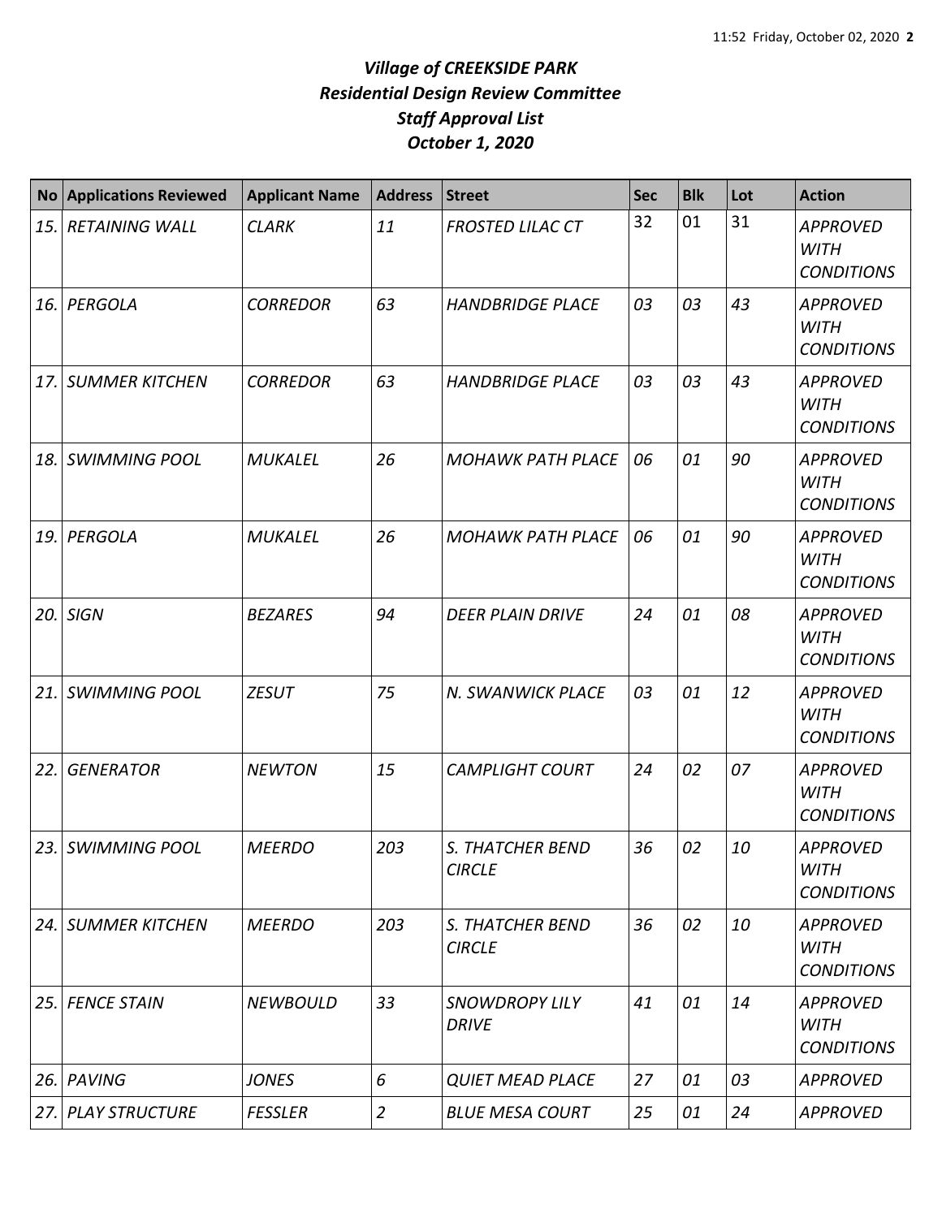# *Village of CREEKSIDE PARK*
## *Residential Design Review Committee*
## *Staff Approval List*
## *October 1, 2020*

| No | Applications Reviewed | Applicant Name | Address | Street | Sec | Blk | Lot | Action |
|---|---|---|---|---|---|---|---|---|
| *15.* | *RETAINING WALL* | *CLARK* | *11* | *FROSTED LILAC CT* | 32 | 01 | 31 | *APPROVED WITH CONDITIONS* |
| *16.* | *PERGOLA* | *CORREDOR* | *63* | *HANDBRIDGE PLACE* | *03* | *03* | *43* | *APPROVED WITH CONDITIONS* |
| *17.* | *SUMMER KITCHEN* | *CORREDOR* | *63* | *HANDBRIDGE PLACE* | *03* | *03* | *43* | *APPROVED WITH CONDITIONS* |
| *18.* | *SWIMMING POOL* | *MUKALEL* | *26* | *MOHAWK PATH PLACE* | *06* | *01* | *90* | *APPROVED WITH CONDITIONS* |
| *19.* | *PERGOLA* | *MUKALEL* | *26* | *MOHAWK PATH PLACE* | *06* | *01* | *90* | *APPROVED WITH CONDITIONS* |
| *20.* | *SIGN* | *BEZARES* | *94* | *DEER PLAIN DRIVE* | *24* | *01* | *08* | *APPROVED WITH CONDITIONS* |
| *21.* | *SWIMMING POOL* | *ZESUT* | *75* | *N. SWANWICK PLACE* | *03* | *01* | *12* | *APPROVED WITH CONDITIONS* |
| *22.* | *GENERATOR* | *NEWTON* | *15* | *CAMPLIGHT COURT* | *24* | *02* | *07* | *APPROVED WITH CONDITIONS* |
| *23.* | *SWIMMING POOL* | *MEERDO* | *203* | *S. THATCHER BEND CIRCLE* | *36* | *02* | *10* | *APPROVED WITH CONDITIONS* |
| *24.* | *SUMMER KITCHEN* | *MEERDO* | *203* | *S. THATCHER BEND CIRCLE* | *36* | *02* | *10* | *APPROVED WITH CONDITIONS* |
| *25.* | *FENCE STAIN* | *NEWBOULD* | *33* | *SNOWDROPY LILY DRIVE* | *41* | *01* | *14* | *APPROVED WITH CONDITIONS* |
| *26.* | *PAVING* | *JONES* | *6* | *QUIET MEAD PLACE* | *27* | *01* | *03* | *APPROVED* |
| *27.* | *PLAY STRUCTURE* | *FESSLER* | *2* | *BLUE MESA COURT* | *25* | *01* | *24* | *APPROVED* |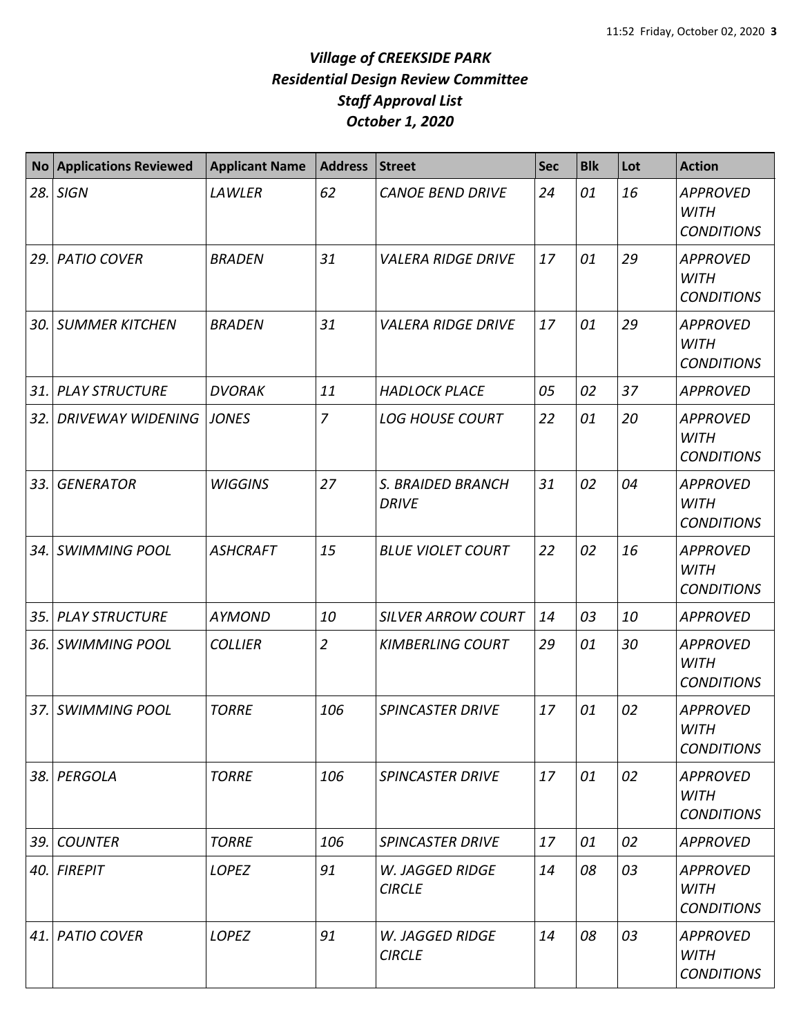# *Village of CREEKSIDE PARK*
## *Residential Design Review Committee*
## *Staff Approval List*
## *October 1, 2020*

| No | Applications Reviewed | Applicant Name | Address | Street | Sec | Blk | Lot | Action |
|---|---|---|---|---|---|---|---|---|
| *28.* | *SIGN* | *LAWLER* | *62* | *CANOE BEND DRIVE* | *24* | *01* | *16* | *APPROVED WITH CONDITIONS* |
| *29.* | *PATIO COVER* | *BRADEN* | *31* | *VALERA RIDGE DRIVE* | *17* | *01* | *29* | *APPROVED WITH CONDITIONS* |
| *30.* | *SUMMER KITCHEN* | *BRADEN* | *31* | *VALERA RIDGE DRIVE* | *17* | *01* | *29* | *APPROVED WITH CONDITIONS* |
| *31.* | *PLAY STRUCTURE* | *DVORAK* | *11* | *HADLOCK PLACE* | *05* | *02* | *37* | *APPROVED* |
| *32.* | *DRIVEWAY WIDENING* | *JONES* | *7* | *LOG HOUSE COURT* | *22* | *01* | *20* | *APPROVED WITH CONDITIONS* |
| *33.* | *GENERATOR* | *WIGGINS* | *27* | *S. BRAIDED BRANCH DRIVE* | *31* | *02* | *04* | *APPROVED WITH CONDITIONS* |
| *34.* | *SWIMMING POOL* | *ASHCRAFT* | *15* | *BLUE VIOLET COURT* | *22* | *02* | *16* | *APPROVED WITH CONDITIONS* |
| *35.* | *PLAY STRUCTURE* | *AYMOND* | *10* | *SILVER ARROW COURT* | *14* | *03* | *10* | *APPROVED* |
| *36.* | *SWIMMING POOL* | *COLLIER* | *2* | *KIMBERLING COURT* | *29* | *01* | *30* | *APPROVED WITH CONDITIONS* |
| *37.* | *SWIMMING POOL* | *TORRE* | *106* | *SPINCASTER DRIVE* | *17* | *01* | *02* | *APPROVED WITH CONDITIONS* |
| *38.* | *PERGOLA* | *TORRE* | *106* | *SPINCASTER DRIVE* | *17* | *01* | *02* | *APPROVED WITH CONDITIONS* |
| *39.* | *COUNTER* | *TORRE* | *106* | *SPINCASTER DRIVE* | *17* | *01* | *02* | *APPROVED* |
| *40.* | *FIREPIT* | *LOPEZ* | *91* | *W. JAGGED RIDGE CIRCLE* | *14* | *08* | *03* | *APPROVED WITH CONDITIONS* |
| *41.* | *PATIO COVER* | *LOPEZ* | *91* | *W. JAGGED RIDGE CIRCLE* | *14* | *08* | *03* | *APPROVED WITH CONDITIONS* |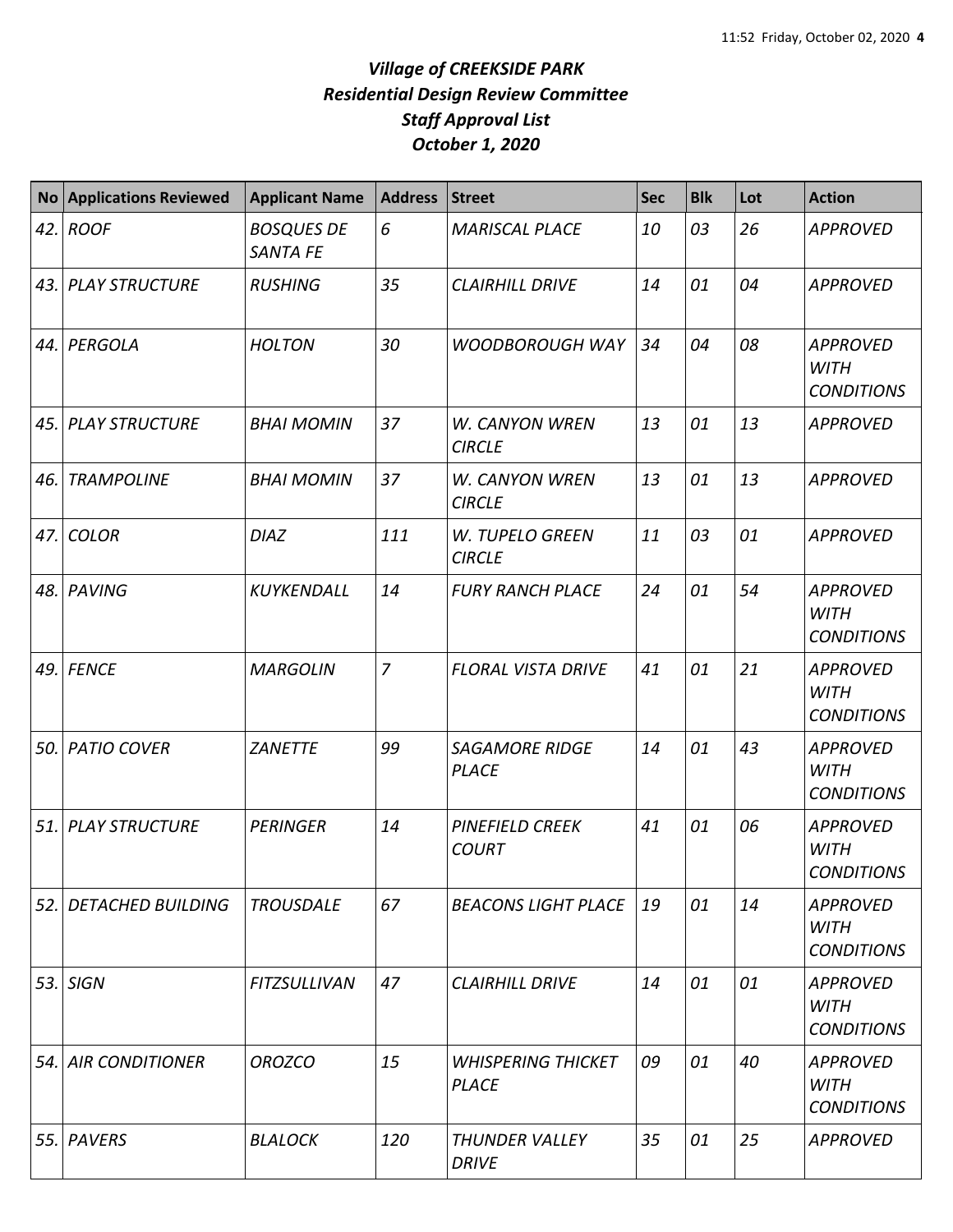# *Village of CREEKSIDE PARK*
## *Residential Design Review Committee*
## *Staff Approval List*
## *October 1, 2020*

| No | Applications Reviewed | Applicant Name | Address | Street | Sec | Blk | Lot | Action |
|---|---|---|---|---|---|---|---|---|
| 42. | ROOF | BOSQUES DE SANTA FE | 6 | MARISCAL PLACE | 10 | 03 | 26 | APPROVED |
| 43. | PLAY STRUCTURE | RUSHING | 35 | CLAIRHILL DRIVE | 14 | 01 | 04 | APPROVED |
| 44. | PERGOLA | HOLTON | 30 | WOODBOROUGH WAY | 34 | 04 | 08 | APPROVED WITH CONDITIONS |
| 45. | PLAY STRUCTURE | BHAI MOMIN | 37 | W. CANYON WREN CIRCLE | 13 | 01 | 13 | APPROVED |
| 46. | TRAMPOLINE | BHAI MOMIN | 37 | W. CANYON WREN CIRCLE | 13 | 01 | 13 | APPROVED |
| 47. | COLOR | DIAZ | 111 | W. TUPELO GREEN CIRCLE | 11 | 03 | 01 | APPROVED |
| 48. | PAVING | KUYKENDALL | 14 | FURY RANCH PLACE | 24 | 01 | 54 | APPROVED WITH CONDITIONS |
| 49. | FENCE | MARGOLIN | 7 | FLORAL VISTA DRIVE | 41 | 01 | 21 | APPROVED WITH CONDITIONS |
| 50. | PATIO COVER | ZANETTE | 99 | SAGAMORE RIDGE PLACE | 14 | 01 | 43 | APPROVED WITH CONDITIONS |
| 51. | PLAY STRUCTURE | PERINGER | 14 | PINEFIELD CREEK COURT | 41 | 01 | 06 | APPROVED WITH CONDITIONS |
| 52. | DETACHED BUILDING | TROUSDALE | 67 | BEACONS LIGHT PLACE | 19 | 01 | 14 | APPROVED WITH CONDITIONS |
| 53. | SIGN | FITZSULLIVAN | 47 | CLAIRHILL DRIVE | 14 | 01 | 01 | APPROVED WITH CONDITIONS |
| 54. | AIR CONDITIONER | OROZCO | 15 | WHISPERING THICKET PLACE | 09 | 01 | 40 | APPROVED WITH CONDITIONS |
| 55. | PAVERS | BLALOCK | 120 | THUNDER VALLEY DRIVE | 35 | 01 | 25 | APPROVED |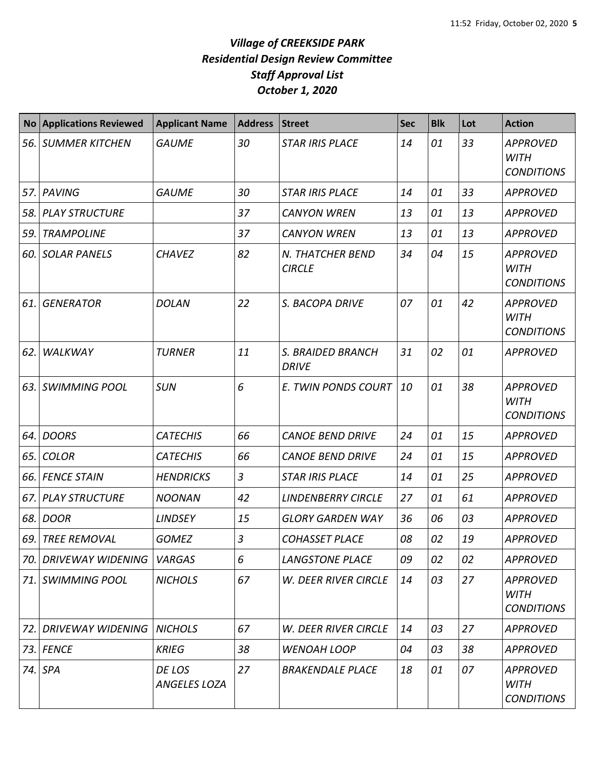# *Village of CREEKSIDE PARK*
## *Residential Design Review Committee*
## *Staff Approval List*
## *October 1, 2020*

| No | Applications Reviewed | Applicant Name | Address | Street | Sec | Blk | Lot | Action |
|---|---|---|---|---|---|---|---|---|
| *56.* | *SUMMER KITCHEN* | *GAUME* | *30* | *STAR IRIS PLACE* | *14* | *01* | *33* | *APPROVED WITH CONDITIONS* |
| *57.* | *PAVING* | *GAUME* | *30* | *STAR IRIS PLACE* | *14* | *01* | *33* | *APPROVED* |
| *58.* | *PLAY STRUCTURE* | | *37* | *CANYON WREN* | *13* | *01* | *13* | *APPROVED* |
| *59.* | *TRAMPOLINE* | | *37* | *CANYON WREN* | *13* | *01* | *13* | *APPROVED* |
| *60.* | *SOLAR PANELS* | *CHAVEZ* | *82* | *N. THATCHER BEND CIRCLE* | *34* | *04* | *15* | *APPROVED WITH CONDITIONS* |
| *61.* | *GENERATOR* | *DOLAN* | *22* | *S. BACOPA DRIVE* | *07* | *01* | *42* | *APPROVED WITH CONDITIONS* |
| *62.* | *WALKWAY* | *TURNER* | *11* | *S. BRAIDED BRANCH DRIVE* | *31* | *02* | *01* | *APPROVED* |
| *63.* | *SWIMMING POOL* | *SUN* | *6* | *E. TWIN PONDS COURT* | *10* | *01* | *38* | *APPROVED WITH CONDITIONS* |
| *64.* | *DOORS* | *CATECHIS* | *66* | *CANOE BEND DRIVE* | *24* | *01* | *15* | *APPROVED* |
| *65.* | *COLOR* | *CATECHIS* | *66* | *CANOE BEND DRIVE* | *24* | *01* | *15* | *APPROVED* |
| *66.* | *FENCE STAIN* | *HENDRICKS* | *3* | *STAR IRIS PLACE* | *14* | *01* | *25* | *APPROVED* |
| *67.* | *PLAY STRUCTURE* | *NOONAN* | *42* | *LINDENBERRY CIRCLE* | *27* | *01* | *61* | *APPROVED* |
| *68.* | *DOOR* | *LINDSEY* | *15* | *GLORY GARDEN WAY* | *36* | *06* | *03* | *APPROVED* |
| *69.* | *TREE REMOVAL* | *GOMEZ* | *3* | *COHASSET PLACE* | *08* | *02* | *19* | *APPROVED* |
| *70.* | *DRIVEWAY WIDENING* | *VARGAS* | *6* | *LANGSTONE PLACE* | *09* | *02* | *02* | *APPROVED* |
| *71.* | *SWIMMING POOL* | *NICHOLS* | *67* | *W. DEER RIVER CIRCLE* | *14* | *03* | *27* | *APPROVED WITH CONDITIONS* |
| *72.* | *DRIVEWAY WIDENING* | *NICHOLS* | *67* | *W. DEER RIVER CIRCLE* | *14* | *03* | *27* | *APPROVED* |
| *73.* | *FENCE* | *KRIEG* | *38* | *WENOAH LOOP* | *04* | *03* | *38* | *APPROVED* |
| *74.* | *SPA* | *DE LOS ANGELES LOZA* | *27* | *BRAKENDALE PLACE* | *18* | *01* | *07* | *APPROVED WITH CONDITIONS* |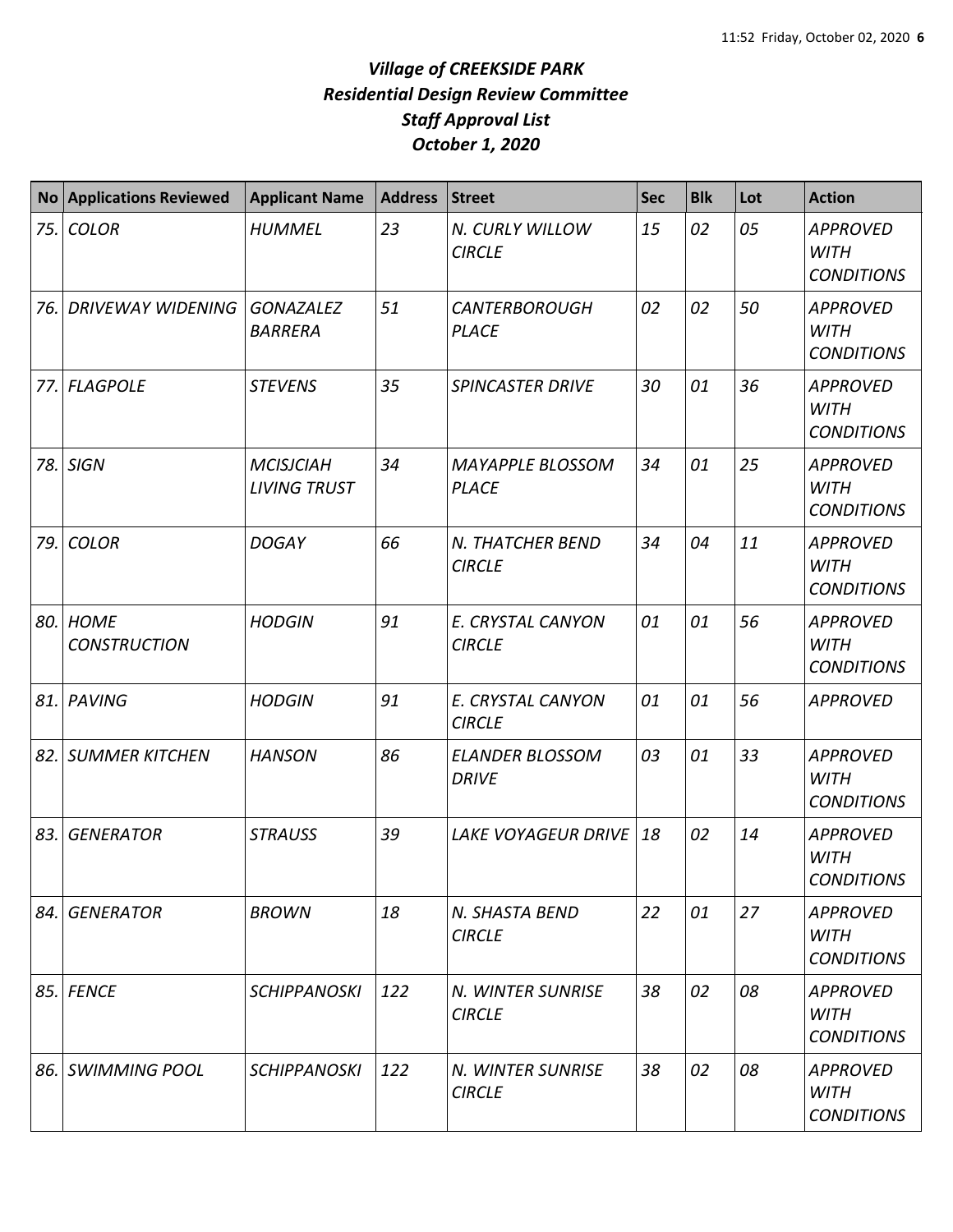# *Village of CREEKSIDE PARK*
## *Residential Design Review Committee*
## *Staff Approval List*
## *October 1, 2020*

| No | Applications Reviewed | Applicant Name | Address | Street | Sec | Blk | Lot | Action |
|---|---|---|---|---|---|---|---|---|
| 75. | COLOR | HUMMEL | 23 | N. CURLY WILLOW CIRCLE | 15 | 02 | 05 | APPROVED WITH CONDITIONS |
| 76. | DRIVEWAY WIDENING | GONAZALEZ BARRERA | 51 | CANTERBOROUGH PLACE | 02 | 02 | 50 | APPROVED WITH CONDITIONS |
| 77. | FLAGPOLE | STEVENS | 35 | SPINCASTER DRIVE | 30 | 01 | 36 | APPROVED WITH CONDITIONS |
| 78. | SIGN | MCISJCIAH LIVING TRUST | 34 | MAYAPPLE BLOSSOM PLACE | 34 | 01 | 25 | APPROVED WITH CONDITIONS |
| 79. | COLOR | DOGAY | 66 | N. THATCHER BEND CIRCLE | 34 | 04 | 11 | APPROVED WITH CONDITIONS |
| 80. | HOME CONSTRUCTION | HODGIN | 91 | E. CRYSTAL CANYON CIRCLE | 01 | 01 | 56 | APPROVED WITH CONDITIONS |
| 81. | PAVING | HODGIN | 91 | E. CRYSTAL CANYON CIRCLE | 01 | 01 | 56 | APPROVED |
| 82. | SUMMER KITCHEN | HANSON | 86 | ELANDER BLOSSOM DRIVE | 03 | 01 | 33 | APPROVED WITH CONDITIONS |
| 83. | GENERATOR | STRAUSS | 39 | LAKE VOYAGEUR DRIVE | 18 | 02 | 14 | APPROVED WITH CONDITIONS |
| 84. | GENERATOR | BROWN | 18 | N. SHASTA BEND CIRCLE | 22 | 01 | 27 | APPROVED WITH CONDITIONS |
| 85. | FENCE | SCHIPPANOSKI | 122 | N. WINTER SUNRISE CIRCLE | 38 | 02 | 08 | APPROVED WITH CONDITIONS |
| 86. | SWIMMING POOL | SCHIPPANOSKI | 122 | N. WINTER SUNRISE CIRCLE | 38 | 02 | 08 | APPROVED WITH CONDITIONS |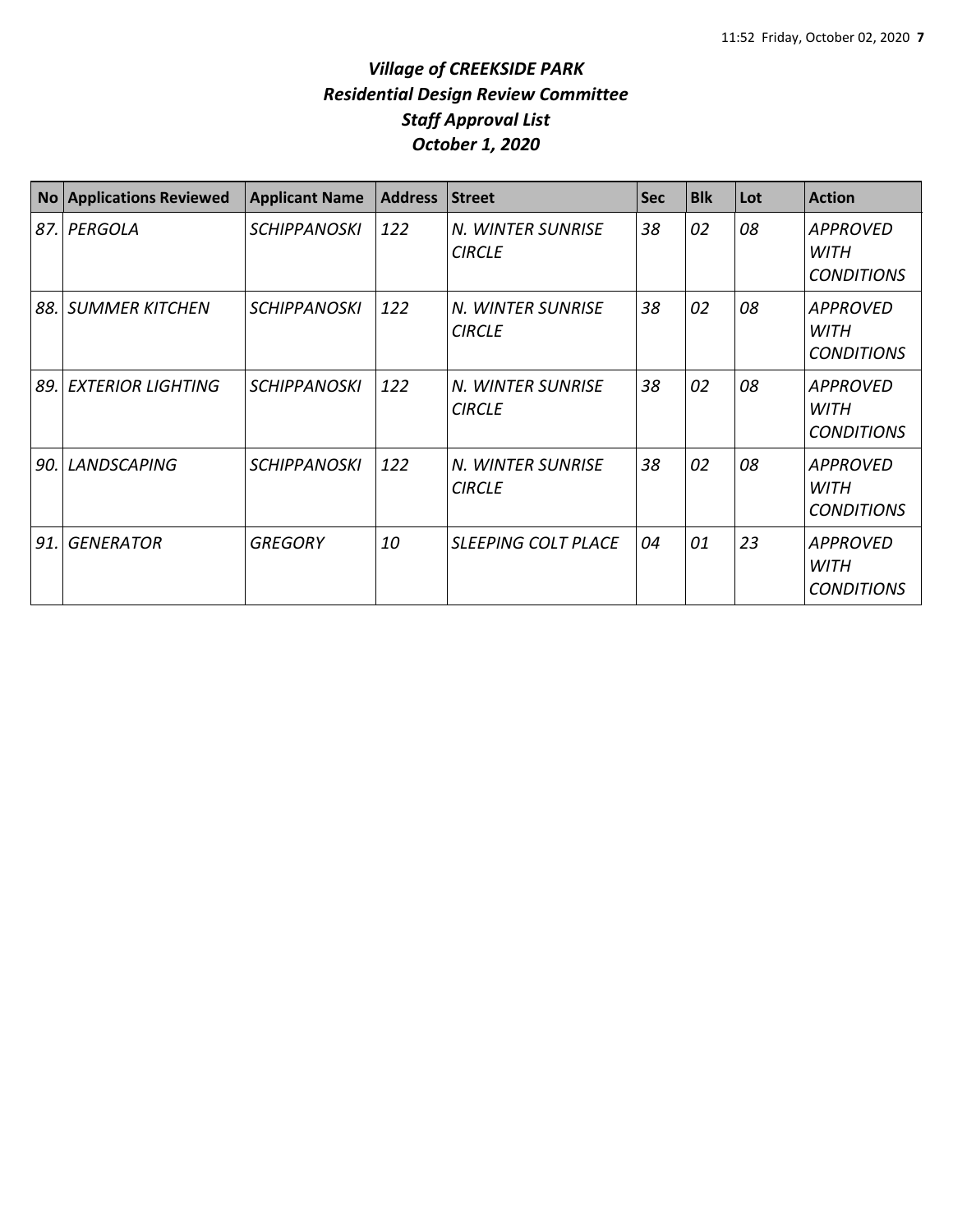# *Village of CREEKSIDE PARK*
## *Residential Design Review Committee*
## *Staff Approval List*
## *October 1, 2020*

| No | Applications Reviewed | Applicant Name | Address | Street | Sec | Blk | Lot | Action |
|---|---|---|---|---|---|---|---|---|
| *87.* | *PERGOLA* | *SCHIPPANOSKI* | *122* | *N. WINTER SUNRISE CIRCLE* | *38* | *02* | *08* | *APPROVED WITH CONDITIONS* |
| *88.* | *SUMMER KITCHEN* | *SCHIPPANOSKI* | *122* | *N. WINTER SUNRISE CIRCLE* | *38* | *02* | *08* | *APPROVED WITH CONDITIONS* |
| *89.* | *EXTERIOR LIGHTING* | *SCHIPPANOSKI* | *122* | *N. WINTER SUNRISE CIRCLE* | *38* | *02* | *08* | *APPROVED WITH CONDITIONS* |
| *90.* | *LANDSCAPING* | *SCHIPPANOSKI* | *122* | *N. WINTER SUNRISE CIRCLE* | *38* | *02* | *08* | *APPROVED WITH CONDITIONS* |
| *91.* | *GENERATOR* | *GREGORY* | *10* | *SLEEPING COLT PLACE* | *04* | *01* | *23* | *APPROVED WITH CONDITIONS* |